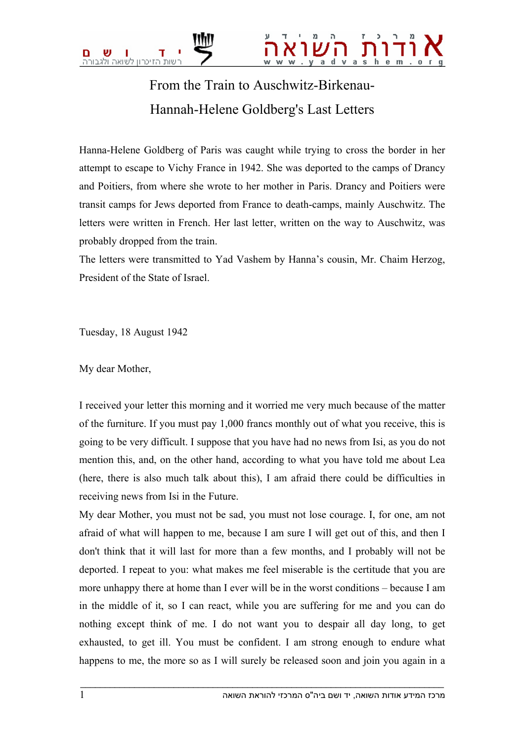# From the Train to Auschwitz-Birkenau-
# Hannah-Helene Goldberg's Last Letters

Hanna-Helene Goldberg of Paris was caught while trying to cross the border in her attempt to escape to Vichy France in 1942. She was deported to the camps of Drancy and Poitiers, from where she wrote to her mother in Paris. Drancy and Poitiers were transit camps for Jews deported from France to death-camps, mainly Auschwitz. The letters were written in French. Her last letter, written on the way to Auschwitz, was probably dropped from the train.

The letters were transmitted to Yad Vashem by Hanna's cousin, Mr. Chaim Herzog, President of the State of Israel.

Tuesday, 18 August 1942

My dear Mother,

I received your letter this morning and it worried me very much because of the matter of the furniture. If you must pay 1,000 francs monthly out of what you receive, this is going to be very difficult. I suppose that you have had no news from Isi, as you do not mention this, and, on the other hand, according to what you have told me about Lea (here, there is also much talk about this), I am afraid there could be difficulties in receiving news from Isi in the Future.

My dear Mother, you must not be sad, you must not lose courage. I, for one, am not afraid of what will happen to me, because I am sure I will get out of this, and then I don't think that it will last for more than a few months, and I probably will not be deported. I repeat to you: what makes me feel miserable is the certitude that you are more unhappy there at home than I ever will be in the worst conditions – because I am in the middle of it, so I can react, while you are suffering for me and you can do nothing except think of me. I do not want you to despair all day long, to get exhausted, to get ill. You must be confident. I am strong enough to endure what happens to me, the more so as I will surely be released soon and join you again in a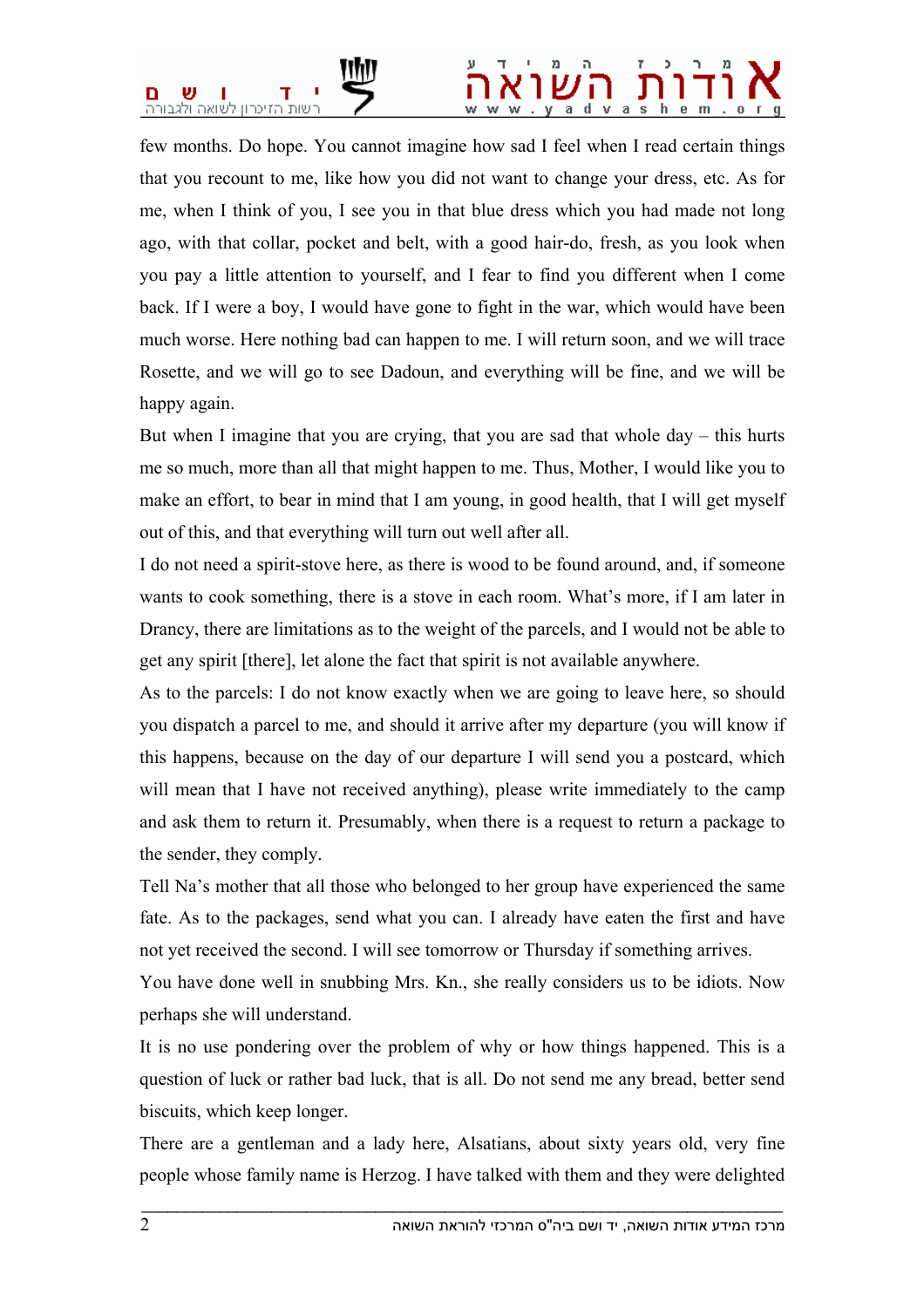few months. Do hope. You cannot imagine how sad I feel when I read certain things that you recount to me, like how you did not want to change your dress, etc. As for me, when I think of you, I see you in that blue dress which you had made not long ago, with that collar, pocket and belt, with a good hair-do, fresh, as you look when you pay a little attention to yourself, and I fear to find you different when I come back. If I were a boy, I would have gone to fight in the war, which would have been much worse. Here nothing bad can happen to me. I will return soon, and we will trace Rosette, and we will go to see Dadoun, and everything will be fine, and we will be happy again.

But when I imagine that you are crying, that you are sad that whole day – this hurts me so much, more than all that might happen to me. Thus, Mother, I would like you to make an effort, to bear in mind that I am young, in good health, that I will get myself out of this, and that everything will turn out well after all.

I do not need a spirit-stove here, as there is wood to be found around, and, if someone wants to cook something, there is a stove in each room. What's more, if I am later in Drancy, there are limitations as to the weight of the parcels, and I would not be able to get any spirit [there], let alone the fact that spirit is not available anywhere.

As to the parcels: I do not know exactly when we are going to leave here, so should you dispatch a parcel to me, and should it arrive after my departure (you will know if this happens, because on the day of our departure I will send you a postcard, which will mean that I have not received anything), please write immediately to the camp and ask them to return it. Presumably, when there is a request to return a package to the sender, they comply.

Tell Na's mother that all those who belonged to her group have experienced the same fate. As to the packages, send what you can. I already have eaten the first and have not yet received the second. I will see tomorrow or Thursday if something arrives.

You have done well in snubbing Mrs. Kn., she really considers us to be idiots. Now perhaps she will understand.

It is no use pondering over the problem of why or how things happened. This is a question of luck or rather bad luck, that is all. Do not send me any bread, better send biscuits, which keep longer.

There are a gentleman and a lady here, Alsatians, about sixty years old, very fine people whose family name is Herzog. I have talked with them and they were delighted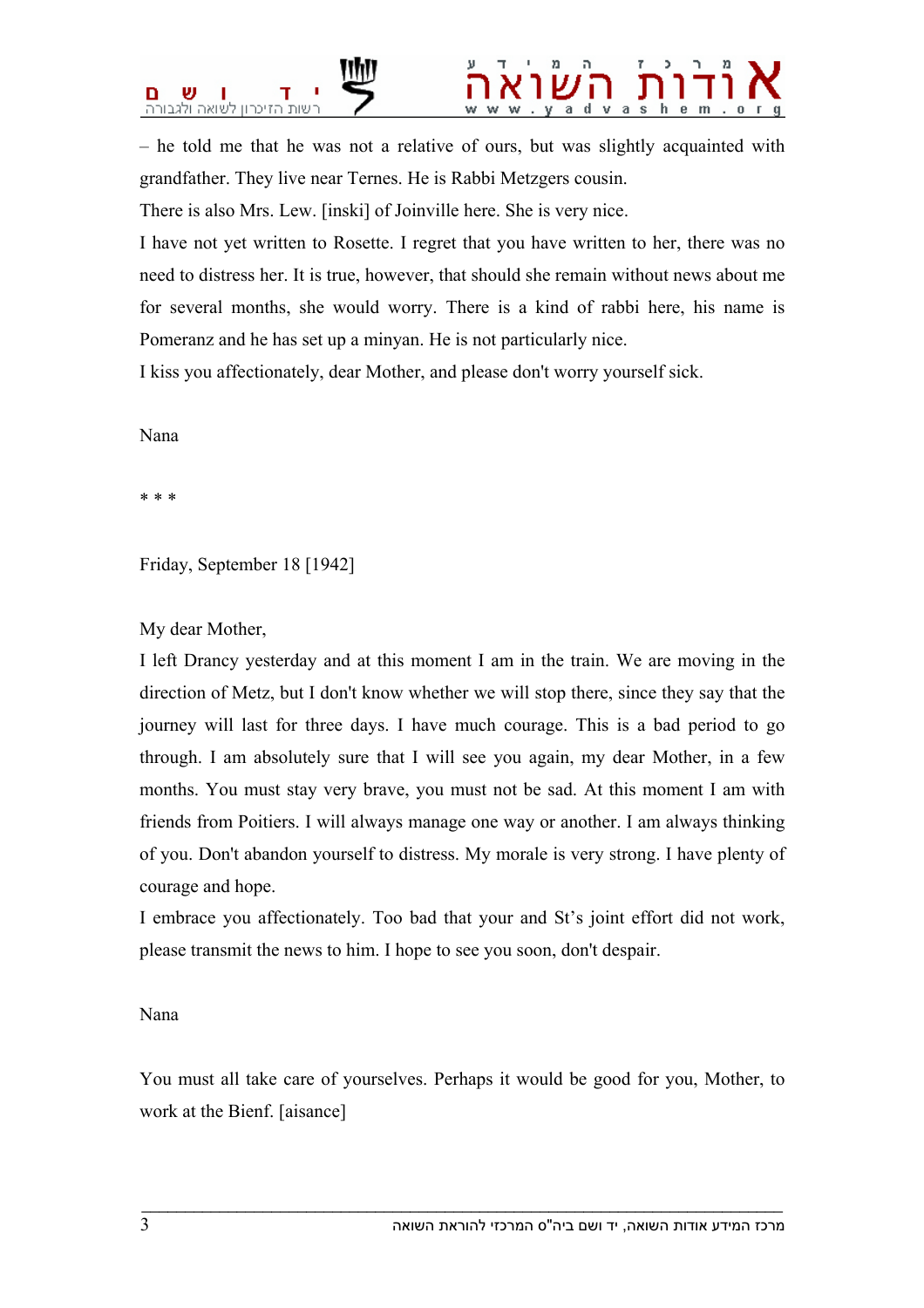– he told me that he was not a relative of ours, but was slightly acquainted with grandfather. They live near Ternes. He is Rabbi Metzgers cousin.

There is also Mrs. Lew. [inski] of Joinville here. She is very nice.

I have not yet written to Rosette. I regret that you have written to her, there was no need to distress her. It is true, however, that should she remain without news about me for several months, she would worry. There is a kind of rabbi here, his name is Pomeranz and he has set up a minyan. He is not particularly nice.

I kiss you affectionately, dear Mother, and please don't worry yourself sick.

Nana

* * *

Friday, September 18 [1942]

My dear Mother,

I left Drancy yesterday and at this moment I am in the train. We are moving in the direction of Metz, but I don't know whether we will stop there, since they say that the journey will last for three days. I have much courage. This is a bad period to go through. I am absolutely sure that I will see you again, my dear Mother, in a few months. You must stay very brave, you must not be sad. At this moment I am with friends from Poitiers. I will always manage one way or another. I am always thinking of you. Don't abandon yourself to distress. My morale is very strong. I have plenty of courage and hope.

I embrace you affectionately. Too bad that your and St's joint effort did not work, please transmit the news to him. I hope to see you soon, don't despair.

Nana

You must all take care of yourselves. Perhaps it would be good for you, Mother, to work at the Bienf. [aisance]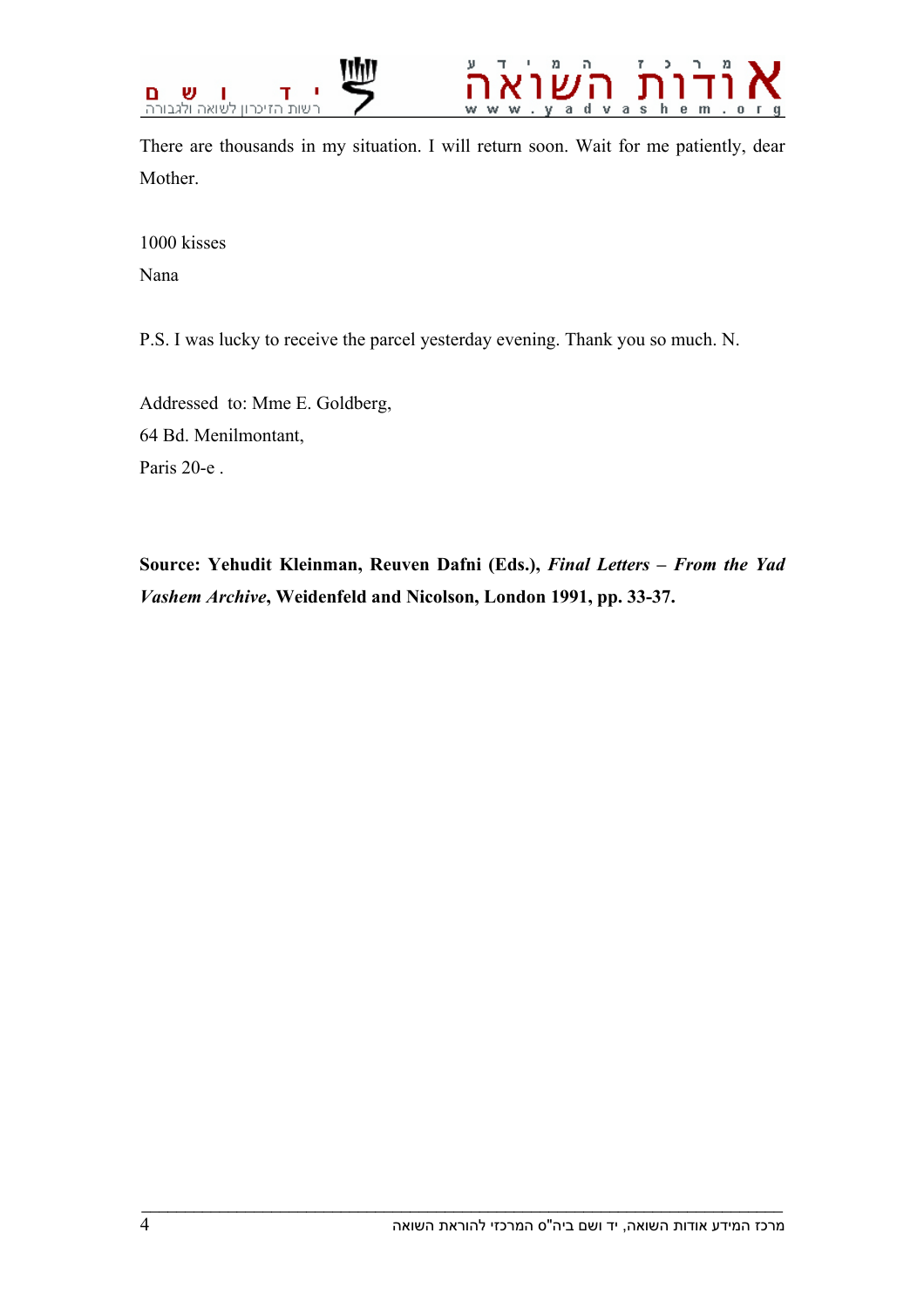There are thousands in my situation. I will return soon. Wait for me patiently, dear Mother.

1000 kisses

Nana

P.S. I was lucky to receive the parcel yesterday evening. Thank you so much. N.

Addressed to: Mme E. Goldberg,
64 Bd. Menilmontant,
Paris 20-e .

**Source: Yehudit Kleinman, Reuven Dafni (Eds.), *Final Letters – From the Yad Vashem Archive*, Weidenfeld and Nicolson, London 1991, pp. 33-37.**